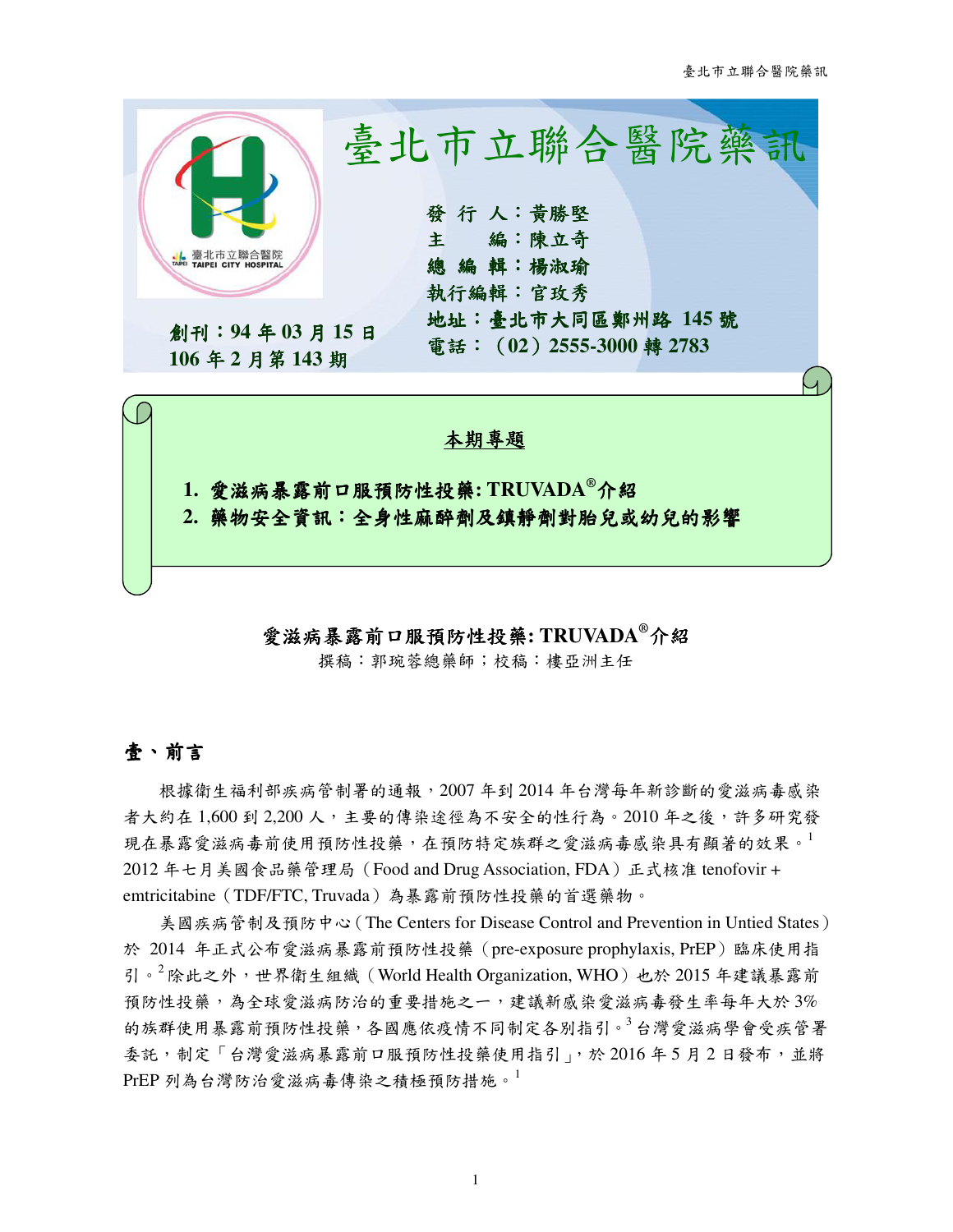# 臺北市立聯合醫院藥訊

發 行 人：黃勝堅
主　　編：陳立奇
總 編 輯：楊淑瑜
執行編輯：官玫秀
地址：臺北市大同區鄭州路 145 號
電話：（02）2555-3000 轉 2783

創刊：94 年 03 月 15 日
106 年 2 月第 143 期

**本期專題**

1. 愛滋病暴露前口服預防性投藥: TRUVADA®介紹
2. 藥物安全資訊：全身性麻醉劑及鎮靜劑對胎兒或幼兒的影響

## 愛滋病暴露前口服預防性投藥: TRUVADA®介紹

撰稿：郭琬菪總藥師；校稿：樓亞洲主任

### 壹、前言

根據衛生福利部疾病管制署的通報，2007 年到 2014 年台灣每年新診斷的愛滋病毒感染者大約在 1,600 到 2,200 人，主要的傳染途徑為不安全的性行為。2010 年之後，許多研究發現在暴露愛滋病毒前使用預防性投藥，在預防特定族群之愛滋病毒感染具有顯著的效果。[1] 2012 年七月美國食品藥品管理局（Food and Drug Association, FDA）正式核准 tenofovir + emtricitabine（TDF/FTC, Truvada）為暴露前預防性投藥的首選藥物。

美國疾病管制及預防中心（The Centers for Disease Control and Prevention in Untied States）於 2014 年正式公布愛滋病暴露前預防性投藥（pre-exposure prophylaxis, PrEP）臨床使用指引。[2] 除此之外，世界衛生組織（World Health Organization, WHO）也於 2015 年建議暴露前預防性投藥，為全球愛滋病防治的重要措施之一，建議新感染愛滋病毒發生率每年大於 3% 的族群使用暴露前預防性投藥，各國應依疫情不同制定各別指引。[3] 台灣愛滋病學會受疾管署委託，制定「台灣愛滋病暴露前口服預防性投藥使用指引」，於 2016 年 5 月 2 日發布，並將 PrEP 列為台灣防治愛滋病毒傳染之積極預防措施。[1]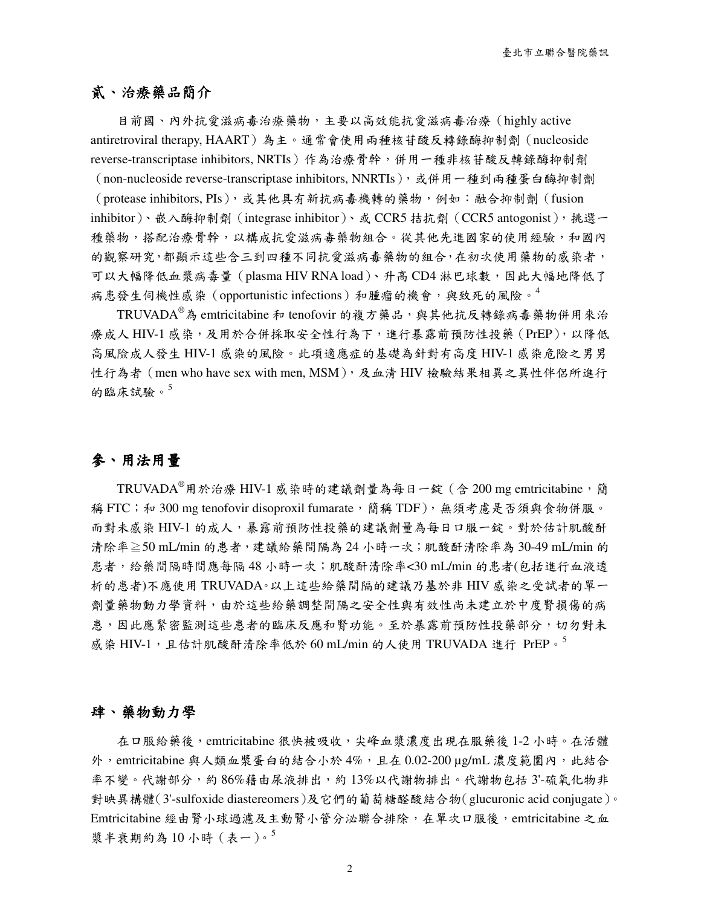## 貳、治療藥品簡介

目前國、內外抗愛滋病毒治療藥物，主要以高效能抗愛滋病毒治療（highly active antiretroviral therapy, HAART）為主。通常會使用兩種核苷酸反轉錄酶抑制劑（nucleoside reverse-transcriptase inhibitors, NRTIs）作為治療骨幹，併用一種非核苷酸反轉錄酶抑制劑（non-nucleoside reverse-transcriptase inhibitors, NNRTIs），或併用一種到兩種蛋白酶抑制劑（protease inhibitors, PIs），或其他具有新抗病毒機轉的藥物，例如：融合抑制劑（fusion inhibitor）、嵌入酶抑制劑（integrase inhibitor）、或 CCR5 拮抗劑（CCR5 antogonist），挑選一種藥物，搭配治療骨幹，以構成抗愛滋病毒藥物組合。從其他先進國家的使用經驗，和國內的觀察研究，都顯示這些含三到四種不同抗愛滋病毒藥物的組合，在初次使用藥物的感染者，可以大幅降低血漿病毒量（plasma HIV RNA load）、升高 CD4 淋巴球數，因此大幅地降低了病患發生伺機性感染（opportunistic infections）和腫瘤的機會，與致死的風險。[4]

TRUVADA®為 emtricitabine 和 tenofovir 的複方藥品，與其他抗反轉錄病毒藥物併用來治療成人 HIV-1 感染，及用於合併採取安全性行為下，進行暴露前預防性投藥（PrEP），以降低高風險成人發生 HIV-1 感染的風險。此項適應症的基礎為針對有高度 HIV-1 感染危險之男男性行為者（men who have sex with men, MSM），及血清 HIV 檢驗結果相異之異性伴侶所進行的臨床試驗。[5]

## 參、用法用量

TRUVADA®用於治療 HIV-1 感染時的建議劑量為每日一錠（含 200 mg emtricitabine，簡稱 FTC；和 300 mg tenofovir disoproxil fumarate，簡稱 TDF），無須考慮是否須與食物併服。而對未感染 HIV-1 的成人，暴露前預防性投藥的建議劑量為每日口服一錠。對於估計肌酸酐清除率≧50 mL/min 的患者，建議給藥間隔為 24 小時一次；肌酸酐清除率為 30-49 mL/min 的患者，給藥間隔時間應每隔 48 小時一次；肌酸酐清除率<30 mL/min 的患者(包括進行血液透析的患者)不應使用 TRUVADA。以上這些給藥間隔的建議乃基於非 HIV 感染之受試者的單一劑量藥物動力學資料，由於這些給藥調整間隔之安全性與有效性尚未建立於中度腎損傷的病患，因此應緊密監測這些患者的臨床反應和腎功能。至於暴露前預防性投藥部分，切勿對未感染 HIV-1，且估計肌酸酐清除率低於 60 mL/min 的人使用 TRUVADA 進行 PrEP。[5]

## 肆、藥物動力學

在口服給藥後，emtricitabine 很快被吸收，尖峰血漿濃度出現在服藥後 1-2 小時。在活體外，emtricitabine 與人類血漿蛋白的結合小於 4%，且在 0.02-200 µg/mL 濃度範圍內，此結合率不變。代謝部分，約 86%藉由尿液排出，約 13%以代謝物排出。代謝物包括 3'-硫氧化物非對映異構體（3'-sulfoxide diastereomers）及它們的葡萄糖醛酸結合物（glucuronic acid conjugate）。Emtricitabine 經由腎小球過濾及主動腎小管分泌聯合排除，在單次口服後，emtricitabine 之血漿半衰期約為 10 小時（表一）。[5]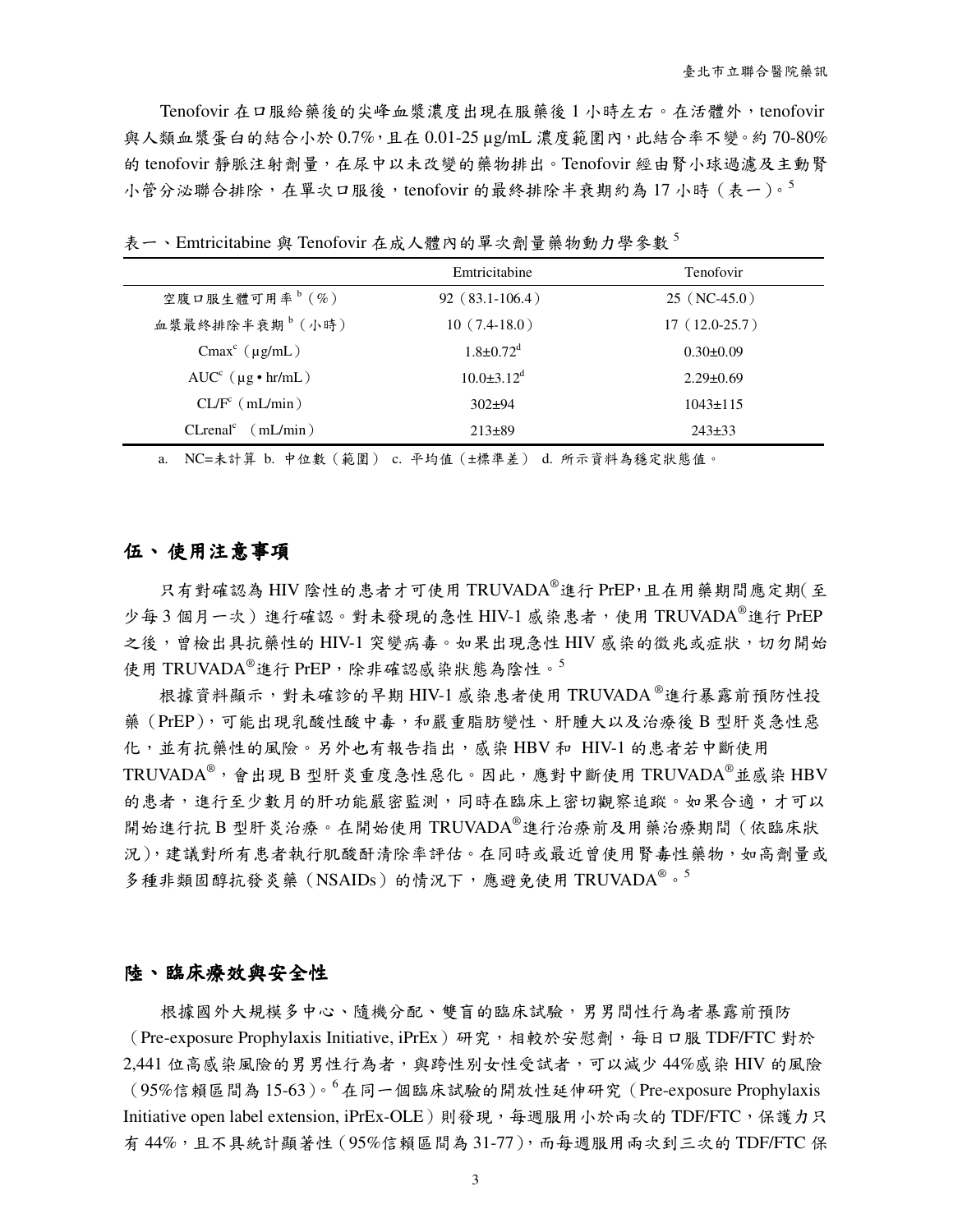Tenofovir 在口服給藥後的尖峰血漿濃度出現在服藥後 1 小時左右。在活體外，tenofovir 與人類血漿蛋白的結合小於 0.7%，且在 0.01-25 μg/mL 濃度範圍內，此結合率不變。約 70-80% 的 tenofovir 靜脈注射劑量，在尿中以未改變的藥物排出。Tenofovir 經由腎小球過濾及主動腎小管分泌聯合排除，在單次口服後，tenofovir 的最終排除半衰期約為 17 小時（表一）。[5]

表一、Emtricitabine 與 Tenofovir 在成人體內的單次劑量藥物動力學參數[5]

| | Emtricitabine | Tenofovir |
|---|---|---|
| 空腹口服生體可用率[b]（%） | 92（83.1-106.4） | 25（NC-45.0） |
| 血漿最終排除半衰期[b]（小時） | 10（7.4-18.0） | 17（12.0-25.7） |
| Cmax[c]（μg/mL） | 1.8±0.72[d] | 0.30±0.09 |
| AUC[c]（μg • hr/mL） | 10.0±3.12[d] | 2.29±0.69 |
| CL/F[c]（mL/min） | 302±94 | 1043±115 |
| CLrenal[c]（mL/min） | 213±89 | 243±33 |

a. NC=未計算 b. 中位數（範圍） c. 平均值（±標準差） d. 所示資料為穩定狀態值。

## 伍、使用注意事項

只有對確認為 HIV 陰性的患者才可使用 TRUVADA®進行 PrEP，且在用藥期間應定期(至少每 3 個月一次）進行確認。對未發現的急性 HIV-1 感染患者，使用 TRUVADA®進行 PrEP 之後，曾檢出具抗藥性的 HIV-1 突變病毒。如果出現急性 HIV 感染的徵兆或症狀，切勿開始使用 TRUVADA®進行 PrEP，除非確認感染狀態為陰性。[5]

根據資料顯示，對未確診的早期 HIV-1 感染患者使用 TRUVADA®進行暴露前預防性投藥（PrEP），可能出現乳酸性酸中毒，和嚴重脂肪變性、肝腫大以及治療後 B 型肝炎急性惡化，並有抗藥性的風險。另外也有報告指出，感染 HBV 和 HIV-1 的患者若中斷使用 TRUVADA®，會出現 B 型肝炎重度急性惡化。因此，應對中斷使用 TRUVADA®並感染 HBV 的患者，進行至少數月的肝功能嚴密監測，同時在臨床上密切觀察追蹤。如果合適，才可以開始進行抗 B 型肝炎治療。在開始使用 TRUVADA®進行治療前及用藥治療期間（依臨床狀況），建議對所有患者執行肌酸酐清除率評估。在同時或最近曾使用腎毒性藥物，如高劑量或多種非類固醇抗發炎藥（NSAIDs）的情況下，應避免使用 TRUVADA®。[5]

## 陸、臨床療效與安全性

根據國外大規模多中心、隨機分配、雙盲的臨床試驗，男男間性行為者暴露前預防（Pre-exposure Prophylaxis Initiative, iPrEx）研究，相較於安慰劑，每日口服 TDF/FTC 對於 2,441 位高感染風險的男男性行為者，與跨性別女性受試者，可以減少 44%感染 HIV 的風險（95%信賴區間為 15-63）。[6] 在同一個臨床試驗的開放性延伸研究（Pre-exposure Prophylaxis Initiative open label extension, iPrEx-OLE）則發現，每週服用小於兩次的 TDF/FTC，保護力只有 44%，且不具統計顯著性（95%信賴區間為 31-77），而每週服用兩次到三次的 TDF/FTC 保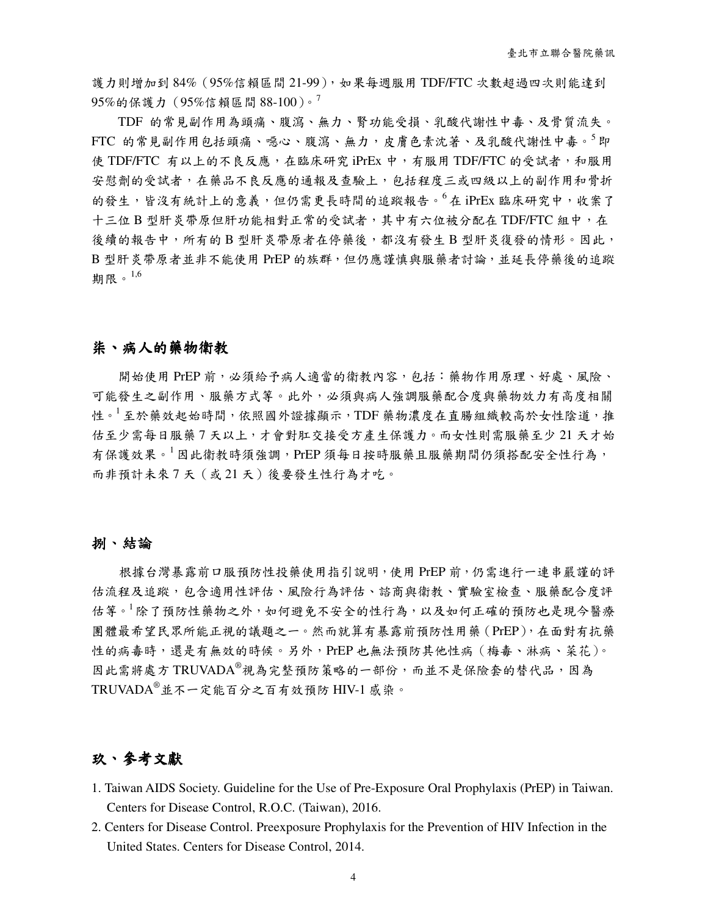護力則增加到 84%（95%信賴區間 21-99），如果每週服用 TDF/FTC 次數超過四次則能達到 95%的保護力（95%信賴區間 88-100）。[7]

TDF 的常見副作用為頭痛、腹瀉、無力、腎功能受損、乳酸代謝性中毒、及骨質流失。FTC 的常見副作用包括頭痛、噁心、腹瀉、無力，皮膚色素沈著、及乳酸代謝性中毒。[5] 即使 TDF/FTC 有以上的不良反應，在臨床研究 iPrEx 中，有服用 TDF/FTC 的受試者，和服用安慰劑的受試者，在藥品不良反應的通報及查驗上，包括程度三或四級以上的副作用和骨折的發生，皆沒有統計上的意義，但仍需更長時間的追蹤報告。[6] 在 iPrEx 臨床研究中，收案了十三位 B 型肝炎帶原但肝功能相對正常的受試者，其中有六位被分配在 TDF/FTC 組中，在後續的報告中，所有的 B 型肝炎帶原者在停藥後，都沒有發生 B 型肝炎復發的情形。因此，B 型肝炎帶原者並非不能使用 PrEP 的族群，但仍應謹慎與服藥者討論，並延長停藥後的追蹤期限。[1,6]

## 柒、病人的藥物衛教

開始使用 PrEP 前，必須給予病人適當的衛教內容，包括：藥物作用原理、好處、風險、可能發生之副作用、服藥方式等。此外，必須與病人強調服藥配合度與藥物效力有高度相關性。[1] 至於藥效起始時間，依照國外證據顯示，TDF 藥物濃度在直腸組織較高於女性陰道，推估至少需每日服藥 7 天以上，才會對肛交接受方產生保護力。而女性則需服藥至少 21 天才始有保護效果。[1] 因此衛教時須強調，PrEP 須每日按時服藥且服藥期間仍須搭配安全性行為，而非預計未來 7 天（或 21 天）後要發生性行為才吃。

## 捌、結論

根據台灣暴露前口服預防性投藥使用指引說明，使用 PrEP 前，仍需進行一連串嚴謹的評估流程及追蹤，包含適用性評估、風險行為評估、諮商與衛教、實驗室檢查、服藥配合度評估等。[1] 除了預防性藥物之外，如何避免不安全的性行為，以及如何正確的預防也是現今醫療團體最希望民眾所能正視的議題之一。然而就算有暴露前預防性用藥（PrEP），在面對有抗藥性的病毒時，還是有無效的時候。另外，PrEP 也無法預防其他性病（梅毒、淋病、菜花）。因此需將處方 TRUVADA® 視為完整預防策略的一部份，而並不是保險套的替代品，因為 TRUVADA® 並不一定能百分之百有效預防 HIV-1 感染。

## 玖、參考文獻

1. Taiwan AIDS Society. Guideline for the Use of Pre-Exposure Oral Prophylaxis (PrEP) in Taiwan. Centers for Disease Control, R.O.C. (Taiwan), 2016.
2. Centers for Disease Control. Preexposure Prophylaxis for the Prevention of HIV Infection in the United States. Centers for Disease Control, 2014.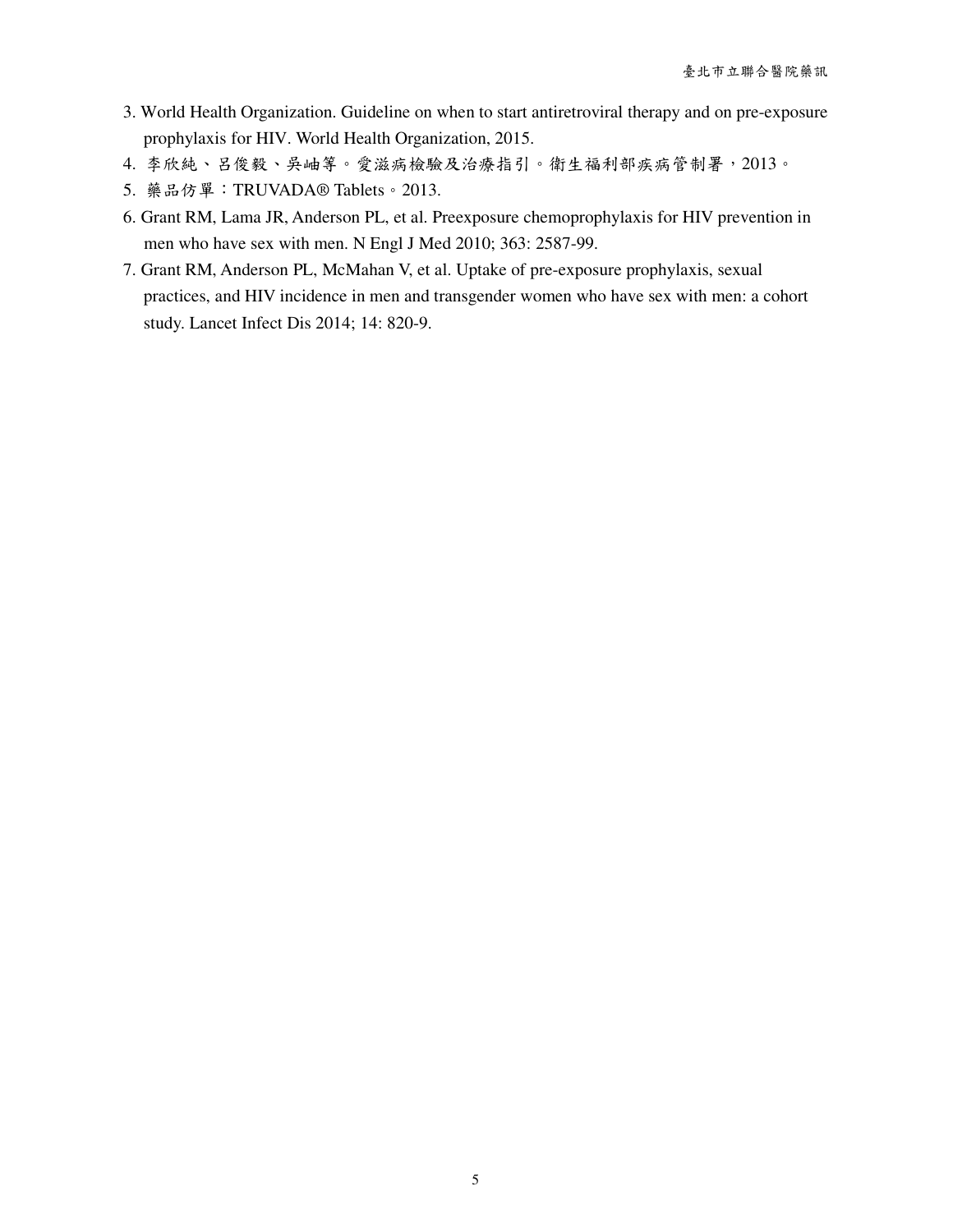3. World Health Organization. Guideline on when to start antiretroviral therapy and on pre-exposure prophylaxis for HIV. World Health Organization, 2015.
4. 李欣純、呂俊毅、吳岫等。愛滋病檢驗及治療指引。衛生福利部疾病管制署，2013。
5. 藥品仿單：TRUVADA® Tablets。2013.
6. Grant RM, Lama JR, Anderson PL, et al. Preexposure chemoprophylaxis for HIV prevention in men who have sex with men. N Engl J Med 2010; 363: 2587-99.
7. Grant RM, Anderson PL, McMahan V, et al. Uptake of pre-exposure prophylaxis, sexual practices, and HIV incidence in men and transgender women who have sex with men: a cohort study. Lancet Infect Dis 2014; 14: 820-9.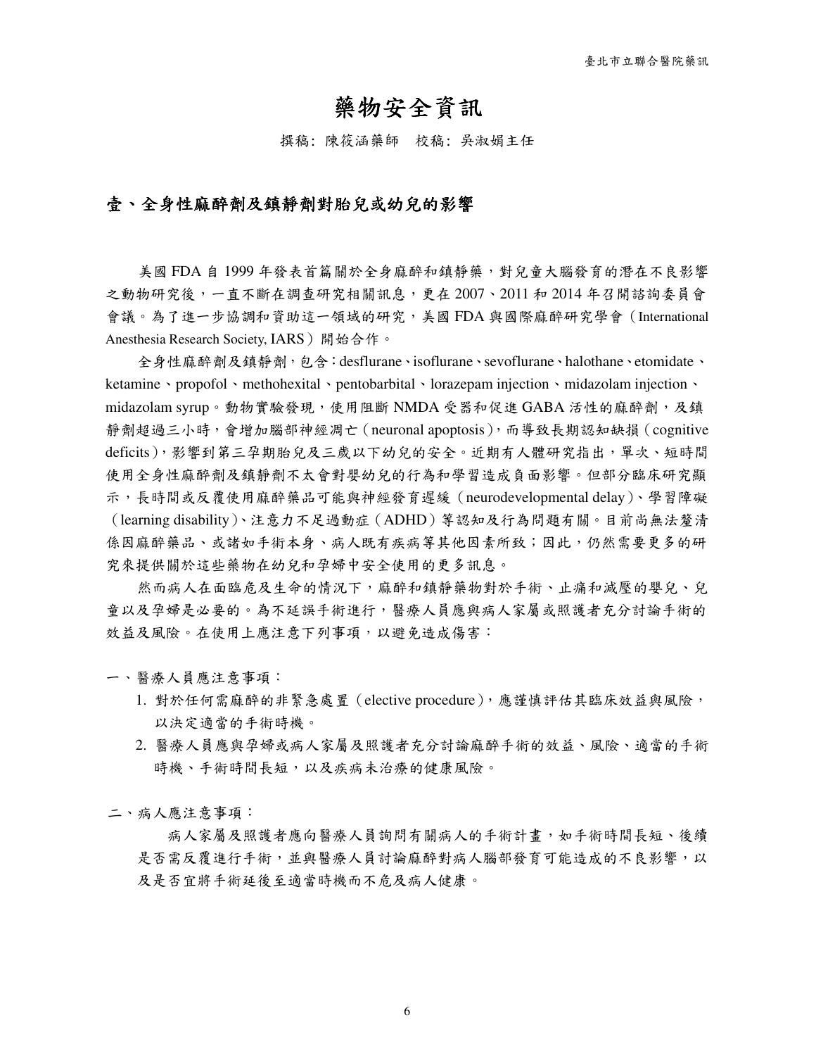# 藥物安全資訊

撰稿: 陳筱涵藥師　校稿: 吳淑娟主任

## 壹、全身性麻醉劑及鎮靜劑對胎兒或幼兒的影響

美國 FDA 自 1999 年發表首篇關於全身麻醉和鎮靜藥，對兒童大腦發育的潛在不良影響之動物研究後，一直不斷在調查研究相關訊息，更在 2007、2011 和 2014 年召開諮詢委員會會議。為了進一步協調和資助這一領域的研究，美國 FDA 與國際麻醉研究學會（International Anesthesia Research Society, IARS）開始合作。

全身性麻醉劑及鎮靜劑，包含：desflurane、isoflurane、sevoflurane、halothane、etomidate、ketamine、propofol、methohexital、pentobarbital、lorazepam injection、midazolam injection、midazolam syrup。動物實驗發現，使用阻斷 NMDA 受器和促進 GABA 活性的麻醉劑，及鎮靜劑超過三小時，會增加腦部神經凋亡（neuronal apoptosis），而導致長期認知缺損（cognitive deficits），影響到第三孕期胎兒及三歲以下幼兒的安全。近期有人體研究指出，單次、短時間使用全身性麻醉劑及鎮靜劑不太會對嬰幼兒的行為和學習造成負面影響。但部分臨床研究顯示，長時間或反覆使用麻醉藥品可能與神經發育遲緩（neurodevelopmental delay）、學習障礙（learning disability）、注意力不足過動症（ADHD）等認知及行為問題有關。目前尚無法釐清係因麻醉藥品、或諸如手術本身、病人既有疾病等其他因素所致；因此，仍然需要更多的研究來提供關於這些藥物在幼兒和孕婦中安全使用的更多訊息。

然而病人在面臨危及生命的情況下，麻醉和鎮靜藥物對於手術、止痛和減壓的嬰兒、兒童以及孕婦是必要的。為不延誤手術進行，醫療人員應與病人家屬或照護者充分討論手術的效益及風險。在使用上應注意下列事項，以避免造成傷害：

一、醫療人員應注意事項：

1. 對於任何需麻醉的非緊急處置（elective procedure），應謹慎評估其臨床效益與風險，以決定適當的手術時機。
2. 醫療人員應與孕婦或病人家屬及照護者充分討論麻醉手術的效益、風險、適當的手術時機、手術時間長短，以及疾病未治療的健康風險。

二、病人應注意事項：

病人家屬及照護者應向醫療人員詢問有關病人的手術計畫，如手術時間長短、後續是否需反覆進行手術，並與醫療人員討論麻醉對病人腦部發育可能造成的不良影響，以及是否宜將手術延後至適當時機而不危及病人健康。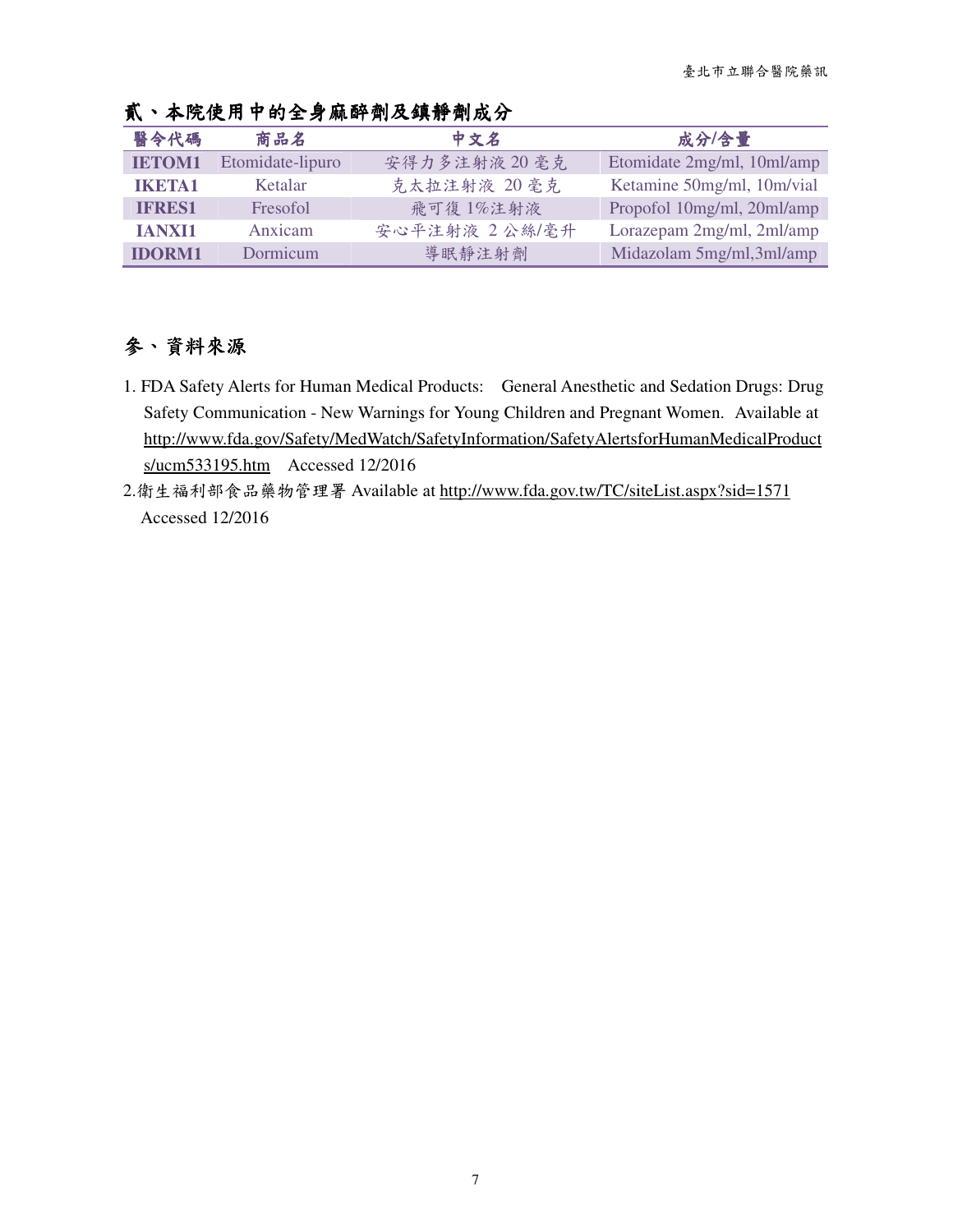## 貳、本院使用中的全身麻醉劑及鎮靜劑成分

| 醫令代碼 | 商品名 | 中文名 | 成分/含量 |
|---|---|---|---|
| **IETOM1** | Etomidate-lipuro | 安得力多注射液 20 毫克 | Etomidate 2mg/ml, 10ml/amp |
| **IKETA1** | Ketalar | 克太拉注射液 20 毫克 | Ketamine 50mg/ml, 10m/vial |
| **IFRES1** | Fresofol | 飛可復 1%注射液 | Propofol 10mg/ml, 20ml/amp |
| **IANXI1** | Anxicam | 安心平注射液 2 公絲/毫升 | Lorazepam 2mg/ml, 2ml/amp |
| **IDORM1** | Dormicum | 導眠靜注射劑 | Midazolam 5mg/ml,3ml/amp |

## 參、資料來源

1. FDA Safety Alerts for Human Medical Products: General Anesthetic and Sedation Drugs: Drug Safety Communication - New Warnings for Young Children and Pregnant Women. Available at http://www.fda.gov/Safety/MedWatch/SafetyInformation/SafetyAlertsforHumanMedicalProducts/ucm533195.htm Accessed 12/2016
2. 衛生福利部食品藥物管理署 Available at http://www.fda.gov.tw/TC/siteList.aspx?sid=1571 Accessed 12/2016